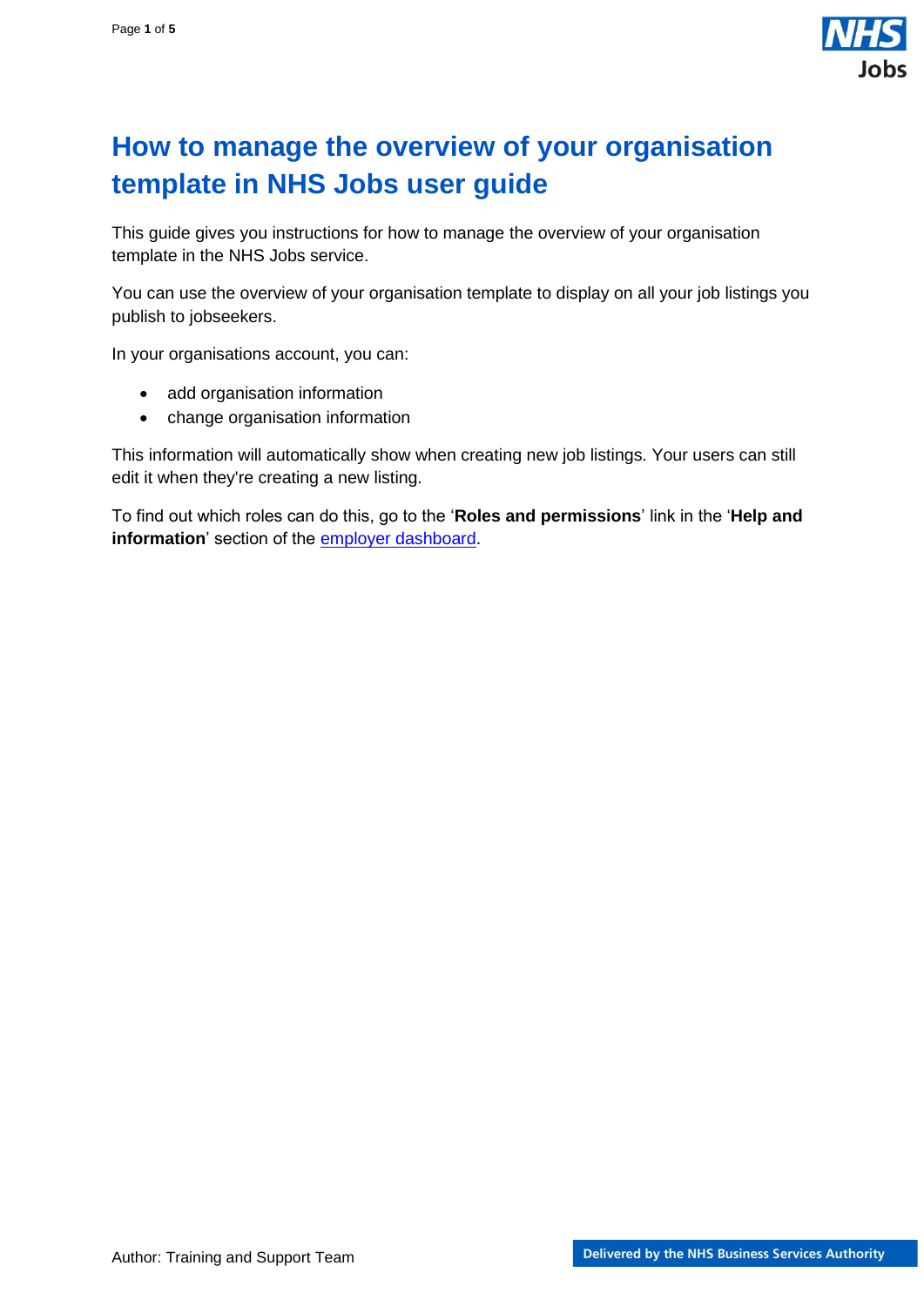# How to manage the overview of your organisation template in NHS Jobs user guide

This guide gives you instructions for how to manage the overview of your organisation template in the NHS Jobs service.

You can use the overview of your organisation template to display on all your job listings you publish to jobseekers.

In your organisations account, you can:

- add organisation information
- change organisation information

This information will automatically show when creating new job listings. Your users can still edit it when they're creating a new listing.

To find out which roles can do this, go to the '**Roles and permissions**' link in the '**Help and information**' section of the employer dashboard.

Author: Training and Support Team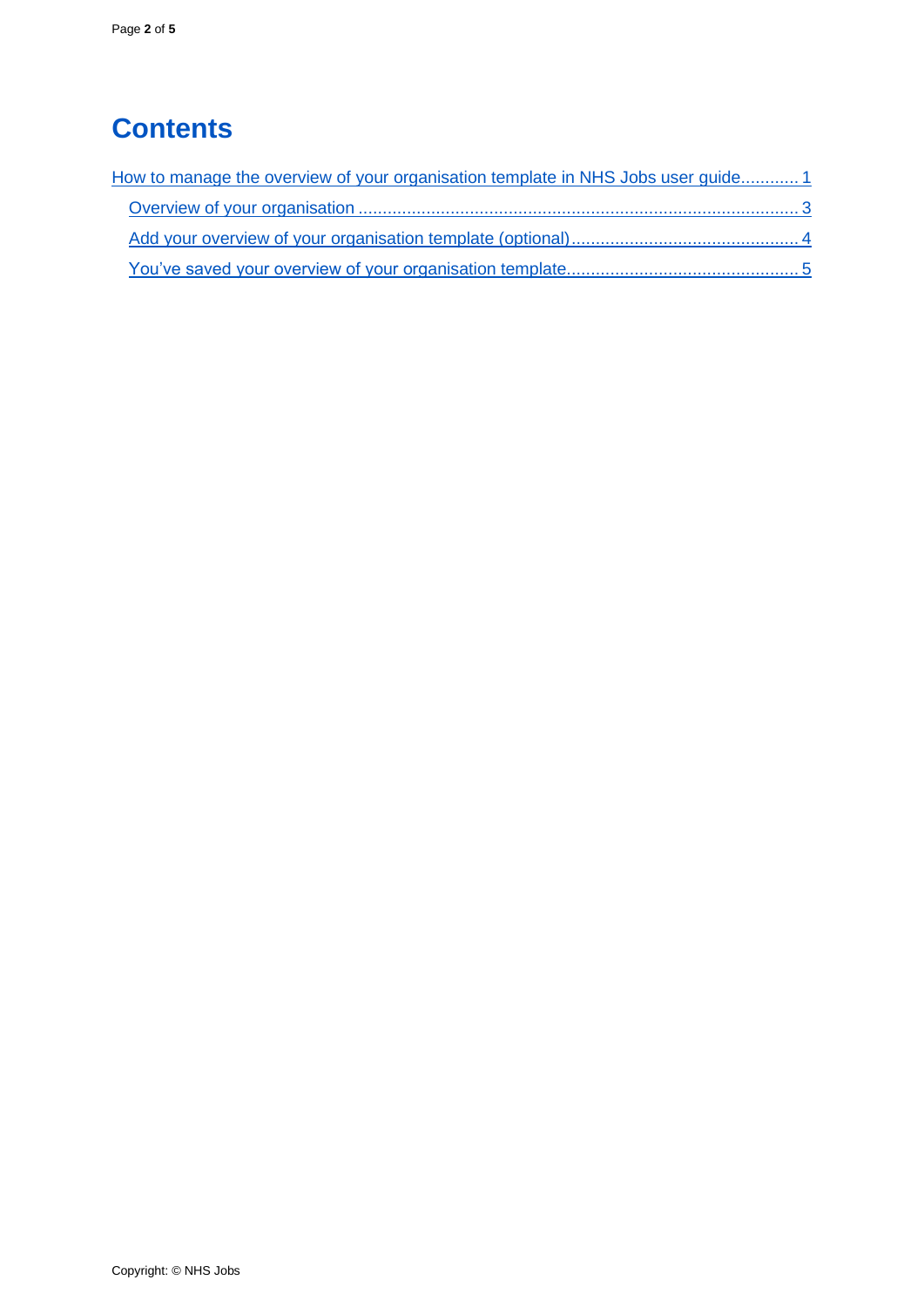# Contents

How to manage the overview of your organisation template in NHS Jobs user guide............ 1

- Overview of your organisation ............................................................................................ 3
- Add your overview of your organisation template (optional)............................................... 4
- You've saved your overview of your organisation template................................................ 5

Copyright: © NHS Jobs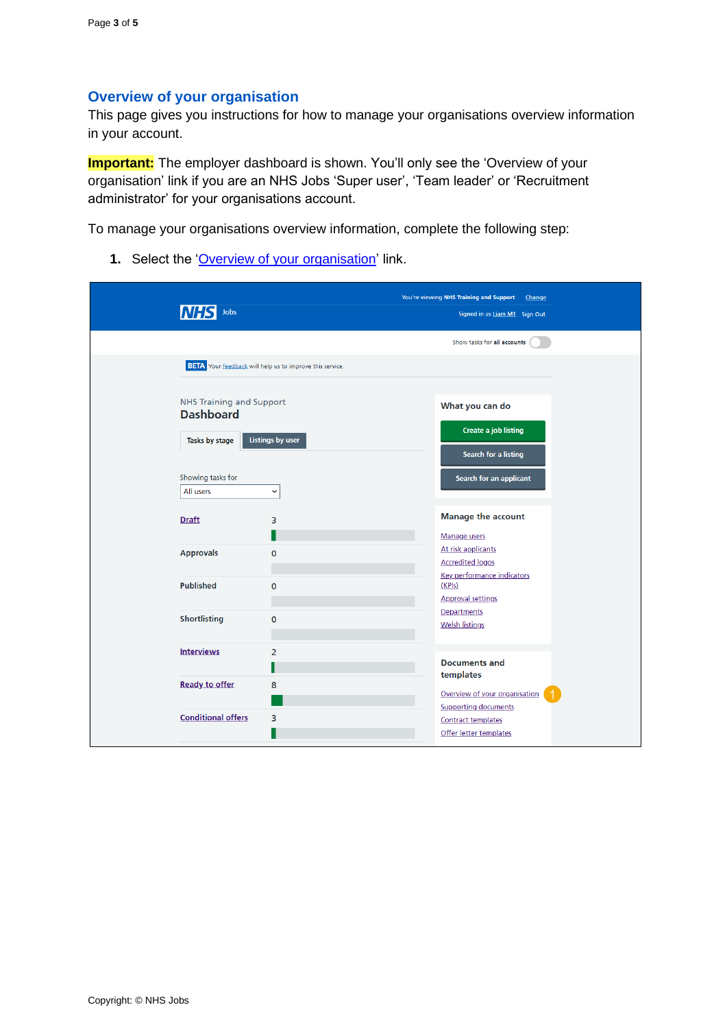## Overview of your organisation

This page gives you instructions for how to manage your organisations overview information in your account.

**Important:** The employer dashboard is shown. You'll only see the 'Overview of your organisation' link if you are an NHS Jobs 'Super user', 'Team leader' or 'Recruitment administrator' for your organisations account.

To manage your organisations overview information, complete the following step:

1. Select the 'Overview of your organisation' link.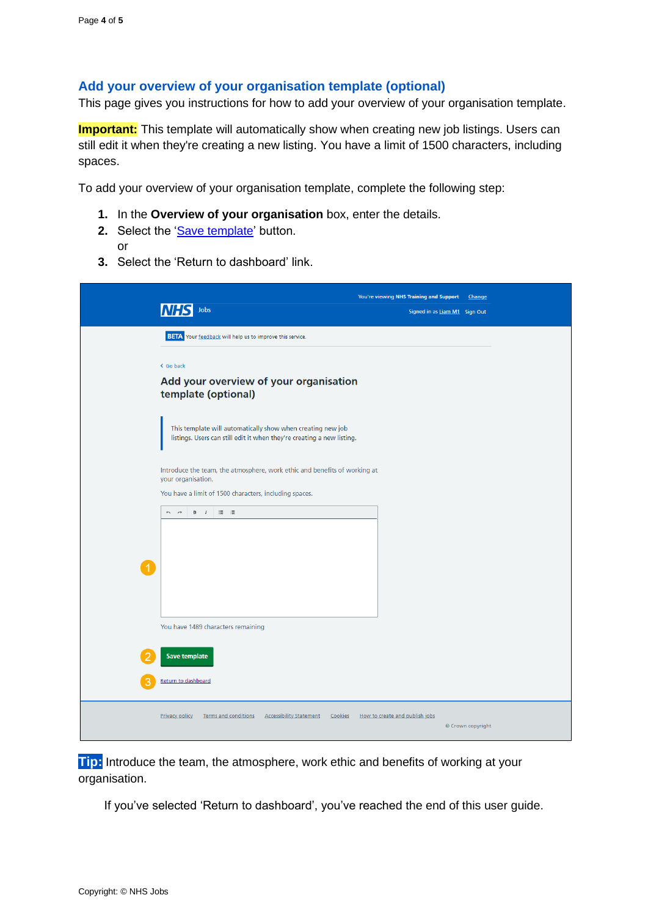## Add your overview of your organisation template (optional)

This page gives you instructions for how to add your overview of your organisation template.

**Important:** This template will automatically show when creating new job listings. Users can still edit it when they're creating a new listing. You have a limit of 1500 characters, including spaces.

To add your overview of your organisation template, complete the following step:

1. In the **Overview of your organisation** box, enter the details.
2. Select the 'Save template' button.
   or
3. Select the 'Return to dashboard' link.

**Tip:** Introduce the team, the atmosphere, the work ethic and benefits of working at your organisation.

If you've selected 'Return to dashboard', you've reached the end of this user guide.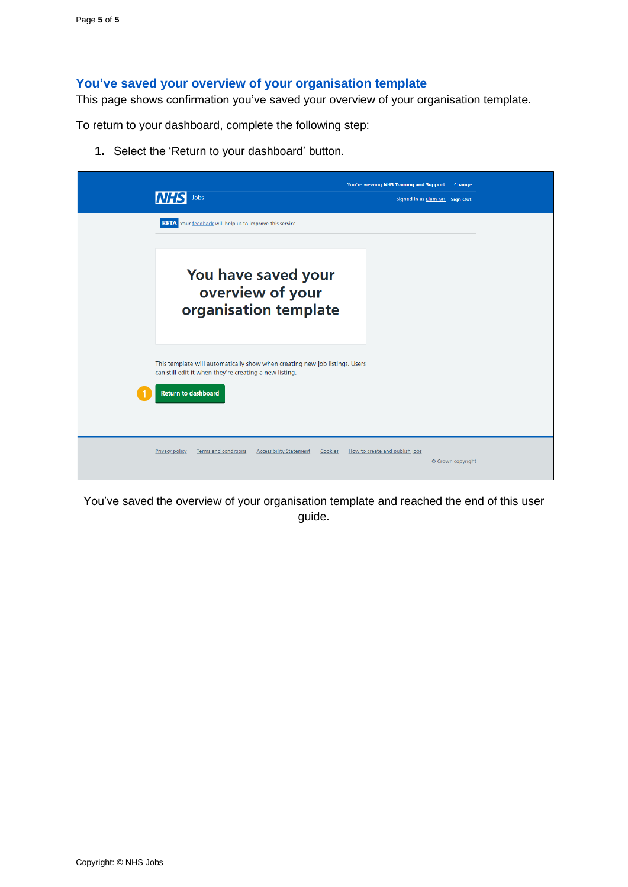## You’ve saved your overview of your organisation template

This page shows confirmation you’ve saved your overview of your organisation template.

To return to your dashboard, complete the following step:

1. Select the ‘Return to your dashboard’ button.

You’ve saved the overview of your organisation template and reached the end of this user guide.

Copyright: © NHS Jobs